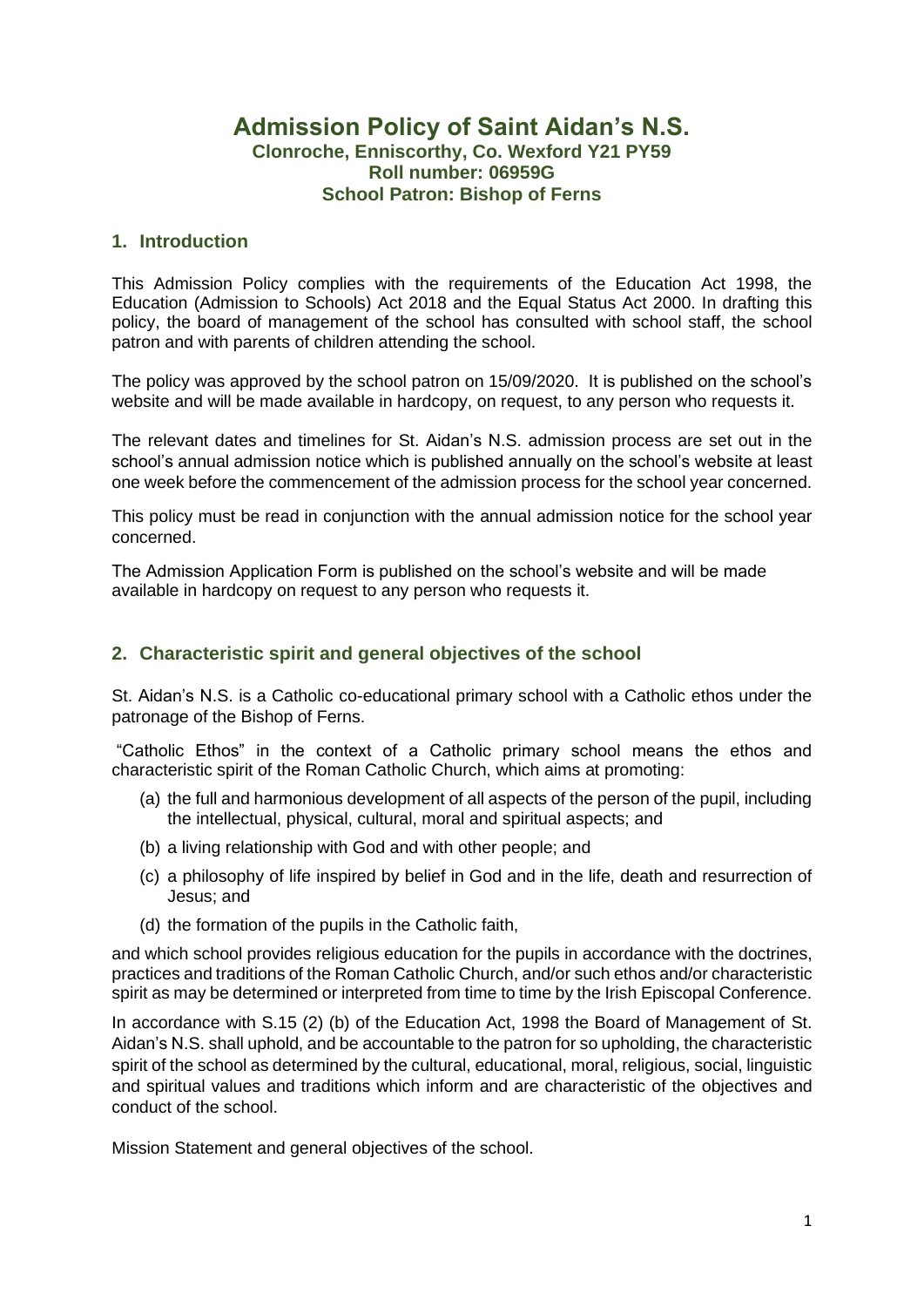# Admission Policy of Saint Aidan's N.S.

**Clonroche, Enniscorthy, Co. Wexford Y21 PY59**
**Roll number: 06959G**
**School Patron: Bishop of Ferns**

## 1. Introduction

This Admission Policy complies with the requirements of the Education Act 1998, the Education (Admission to Schools) Act 2018 and the Equal Status Act 2000. In drafting this policy, the board of management of the school has consulted with school staff, the school patron and with parents of children attending the school.

The policy was approved by the school patron on 15/09/2020. It is published on the school's website and will be made available in hardcopy, on request, to any person who requests it.

The relevant dates and timelines for St. Aidan's N.S. admission process are set out in the school's annual admission notice which is published annually on the school's website at least one week before the commencement of the admission process for the school year concerned.

This policy must be read in conjunction with the annual admission notice for the school year concerned.

The Admission Application Form is published on the school's website and will be made available in hardcopy on request to any person who requests it.

## 2. Characteristic spirit and general objectives of the school

St. Aidan's N.S. is a Catholic co-educational primary school with a Catholic ethos under the patronage of the Bishop of Ferns.

"Catholic Ethos" in the context of a Catholic primary school means the ethos and characteristic spirit of the Roman Catholic Church, which aims at promoting:

(a) the full and harmonious development of all aspects of the person of the pupil, including the intellectual, physical, cultural, moral and spiritual aspects; and

(b) a living relationship with God and with other people; and

(c) a philosophy of life inspired by belief in God and in the life, death and resurrection of Jesus; and

(d) the formation of the pupils in the Catholic faith,

and which school provides religious education for the pupils in accordance with the doctrines, practices and traditions of the Roman Catholic Church, and/or such ethos and/or characteristic spirit as may be determined or interpreted from time to time by the Irish Episcopal Conference.

In accordance with S.15 (2) (b) of the Education Act, 1998 the Board of Management of St. Aidan's N.S. shall uphold, and be accountable to the patron for so upholding, the characteristic spirit of the school as determined by the cultural, educational, moral, religious, social, linguistic and spiritual values and traditions which inform and are characteristic of the objectives and conduct of the school.

Mission Statement and general objectives of the school.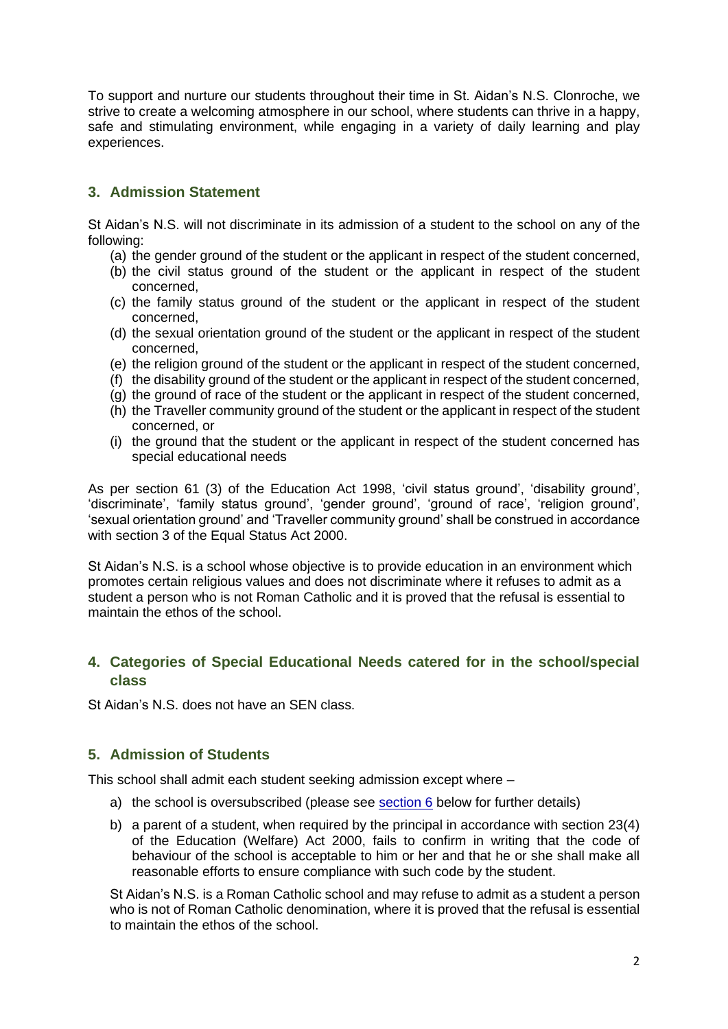To support and nurture our students throughout their time in St. Aidan's N.S. Clonroche, we strive to create a welcoming atmosphere in our school, where students can thrive in a happy, safe and stimulating environment, while engaging in a variety of daily learning and play experiences.

## 3. Admission Statement

St Aidan's N.S. will not discriminate in its admission of a student to the school on any of the following:

(a) the gender ground of the student or the applicant in respect of the student concerned,
(b) the civil status ground of the student or the applicant in respect of the student concerned,
(c) the family status ground of the student or the applicant in respect of the student concerned,
(d) the sexual orientation ground of the student or the applicant in respect of the student concerned,
(e) the religion ground of the student or the applicant in respect of the student concerned,
(f) the disability ground of the student or the applicant in respect of the student concerned,
(g) the ground of race of the student or the applicant in respect of the student concerned,
(h) the Traveller community ground of the student or the applicant in respect of the student concerned, or
(i) the ground that the student or the applicant in respect of the student concerned has special educational needs

As per section 61 (3) of the Education Act 1998, 'civil status ground', 'disability ground', 'discriminate', 'family status ground', 'gender ground', 'ground of race', 'religion ground', 'sexual orientation ground' and 'Traveller community ground' shall be construed in accordance with section 3 of the Equal Status Act 2000.

St Aidan's N.S. is a school whose objective is to provide education in an environment which promotes certain religious values and does not discriminate where it refuses to admit as a student a person who is not Roman Catholic and it is proved that the refusal is essential to maintain the ethos of the school.

## 4. Categories of Special Educational Needs catered for in the school/special class

St Aidan's N.S. does not have an SEN class.

## 5. Admission of Students

This school shall admit each student seeking admission except where –

a) the school is oversubscribed (please see section 6 below for further details)
b) a parent of a student, when required by the principal in accordance with section 23(4) of the Education (Welfare) Act 2000, fails to confirm in writing that the code of behaviour of the school is acceptable to him or her and that he or she shall make all reasonable efforts to ensure compliance with such code by the student.

St Aidan's N.S. is a Roman Catholic school and may refuse to admit as a student a person who is not of Roman Catholic denomination, where it is proved that the refusal is essential to maintain the ethos of the school.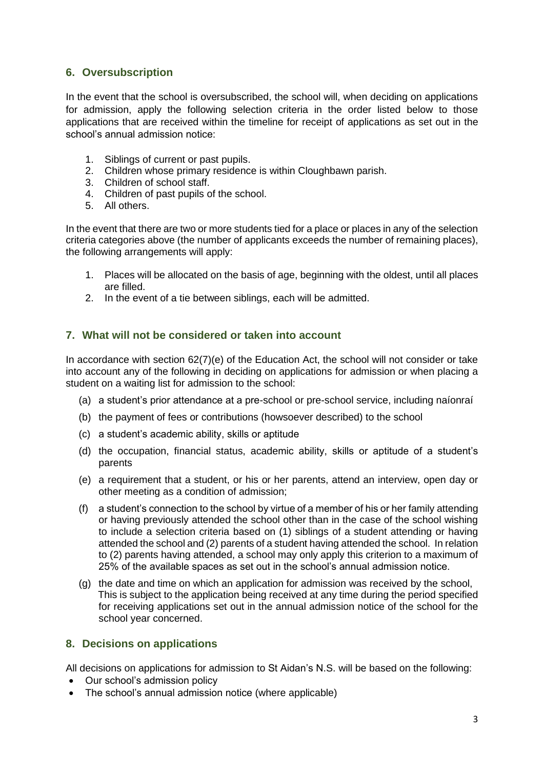## 6. Oversubscription

In the event that the school is oversubscribed, the school will, when deciding on applications for admission, apply the following selection criteria in the order listed below to those applications that are received within the timeline for receipt of applications as set out in the school's annual admission notice:

1. Siblings of current or past pupils.
2. Children whose primary residence is within Cloughbawn parish.
3. Children of school staff.
4. Children of past pupils of the school.
5. All others.

In the event that there are two or more students tied for a place or places in any of the selection criteria categories above (the number of applicants exceeds the number of remaining places), the following arrangements will apply:

1. Places will be allocated on the basis of age, beginning with the oldest, until all places are filled.
2. In the event of a tie between siblings, each will be admitted.

## 7. What will not be considered or taken into account

In accordance with section 62(7)(e) of the Education Act, the school will not consider or take into account any of the following in deciding on applications for admission or when placing a student on a waiting list for admission to the school:

(a) a student's prior attendance at a pre-school or pre-school service, including naíonraí

(b) the payment of fees or contributions (howsoever described) to the school

(c) a student's academic ability, skills or aptitude

(d) the occupation, financial status, academic ability, skills or aptitude of a student's parents

(e) a requirement that a student, or his or her parents, attend an interview, open day or other meeting as a condition of admission;

(f) a student's connection to the school by virtue of a member of his or her family attending or having previously attended the school other than in the case of the school wishing to include a selection criteria based on (1) siblings of a student attending or having attended the school and (2) parents of a student having attended the school. In relation to (2) parents having attended, a school may only apply this criterion to a maximum of 25% of the available spaces as set out in the school's annual admission notice.

(g) the date and time on which an application for admission was received by the school, This is subject to the application being received at any time during the period specified for receiving applications set out in the annual admission notice of the school for the school year concerned.

## 8. Decisions on applications

All decisions on applications for admission to St Aidan's N.S. will be based on the following:

- Our school's admission policy
- The school's annual admission notice (where applicable)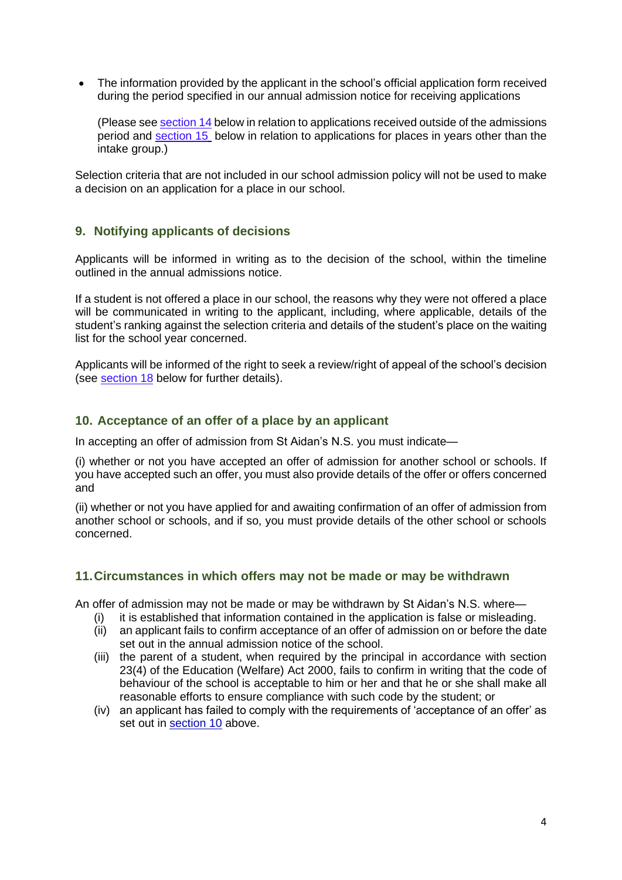- The information provided by the applicant in the school's official application form received during the period specified in our annual admission notice for receiving applications

  (Please see section 14 below in relation to applications received outside of the admissions period and section 15 below in relation to applications for places in years other than the intake group.)

Selection criteria that are not included in our school admission policy will not be used to make a decision on an application for a place in our school.

## 9. Notifying applicants of decisions

Applicants will be informed in writing as to the decision of the school, within the timeline outlined in the annual admissions notice.

If a student is not offered a place in our school, the reasons why they were not offered a place will be communicated in writing to the applicant, including, where applicable, details of the student's ranking against the selection criteria and details of the student's place on the waiting list for the school year concerned.

Applicants will be informed of the right to seek a review/right of appeal of the school's decision (see section 18 below for further details).

## 10. Acceptance of an offer of a place by an applicant

In accepting an offer of admission from St Aidan's N.S. you must indicate—

(i) whether or not you have accepted an offer of admission for another school or schools. If you have accepted such an offer, you must also provide details of the offer or offers concerned and

(ii) whether or not you have applied for and awaiting confirmation of an offer of admission from another school or schools, and if so, you must provide details of the other school or schools concerned.

## 11. Circumstances in which offers may not be made or may be withdrawn

An offer of admission may not be made or may be withdrawn by St Aidan's N.S. where—

(i) it is established that information contained in the application is false or misleading.

(ii) an applicant fails to confirm acceptance of an offer of admission on or before the date set out in the annual admission notice of the school.

(iii) the parent of a student, when required by the principal in accordance with section 23(4) of the Education (Welfare) Act 2000, fails to confirm in writing that the code of behaviour of the school is acceptable to him or her and that he or she shall make all reasonable efforts to ensure compliance with such code by the student; or

(iv) an applicant has failed to comply with the requirements of 'acceptance of an offer' as set out in section 10 above.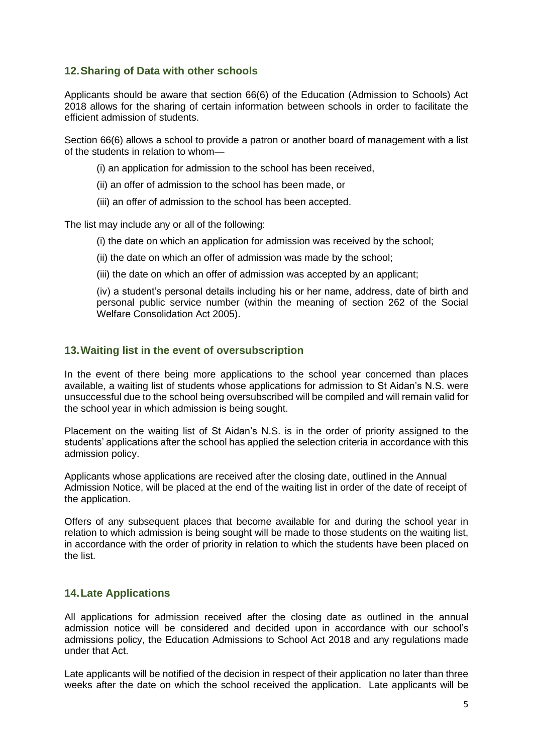## 12. Sharing of Data with other schools

Applicants should be aware that section 66(6) of the Education (Admission to Schools) Act 2018 allows for the sharing of certain information between schools in order to facilitate the efficient admission of students.

Section 66(6) allows a school to provide a patron or another board of management with a list of the students in relation to whom—

(i) an application for admission to the school has been received,

(ii) an offer of admission to the school has been made, or

(iii) an offer of admission to the school has been accepted.

The list may include any or all of the following:

(i) the date on which an application for admission was received by the school;

(ii) the date on which an offer of admission was made by the school;

(iii) the date on which an offer of admission was accepted by an applicant;

(iv) a student's personal details including his or her name, address, date of birth and personal public service number (within the meaning of section 262 of the Social Welfare Consolidation Act 2005).

## 13. Waiting list in the event of oversubscription

In the event of there being more applications to the school year concerned than places available, a waiting list of students whose applications for admission to St Aidan's N.S. were unsuccessful due to the school being oversubscribed will be compiled and will remain valid for the school year in which admission is being sought.

Placement on the waiting list of St Aidan's N.S. is in the order of priority assigned to the students' applications after the school has applied the selection criteria in accordance with this admission policy.

Applicants whose applications are received after the closing date, outlined in the Annual Admission Notice, will be placed at the end of the waiting list in order of the date of receipt of the application.

Offers of any subsequent places that become available for and during the school year in relation to which admission is being sought will be made to those students on the waiting list, in accordance with the order of priority in relation to which the students have been placed on the list.

## 14. Late Applications

All applications for admission received after the closing date as outlined in the annual admission notice will be considered and decided upon in accordance with our school's admissions policy, the Education Admissions to School Act 2018 and any regulations made under that Act.

Late applicants will be notified of the decision in respect of their application no later than three weeks after the date on which the school received the application. Late applicants will be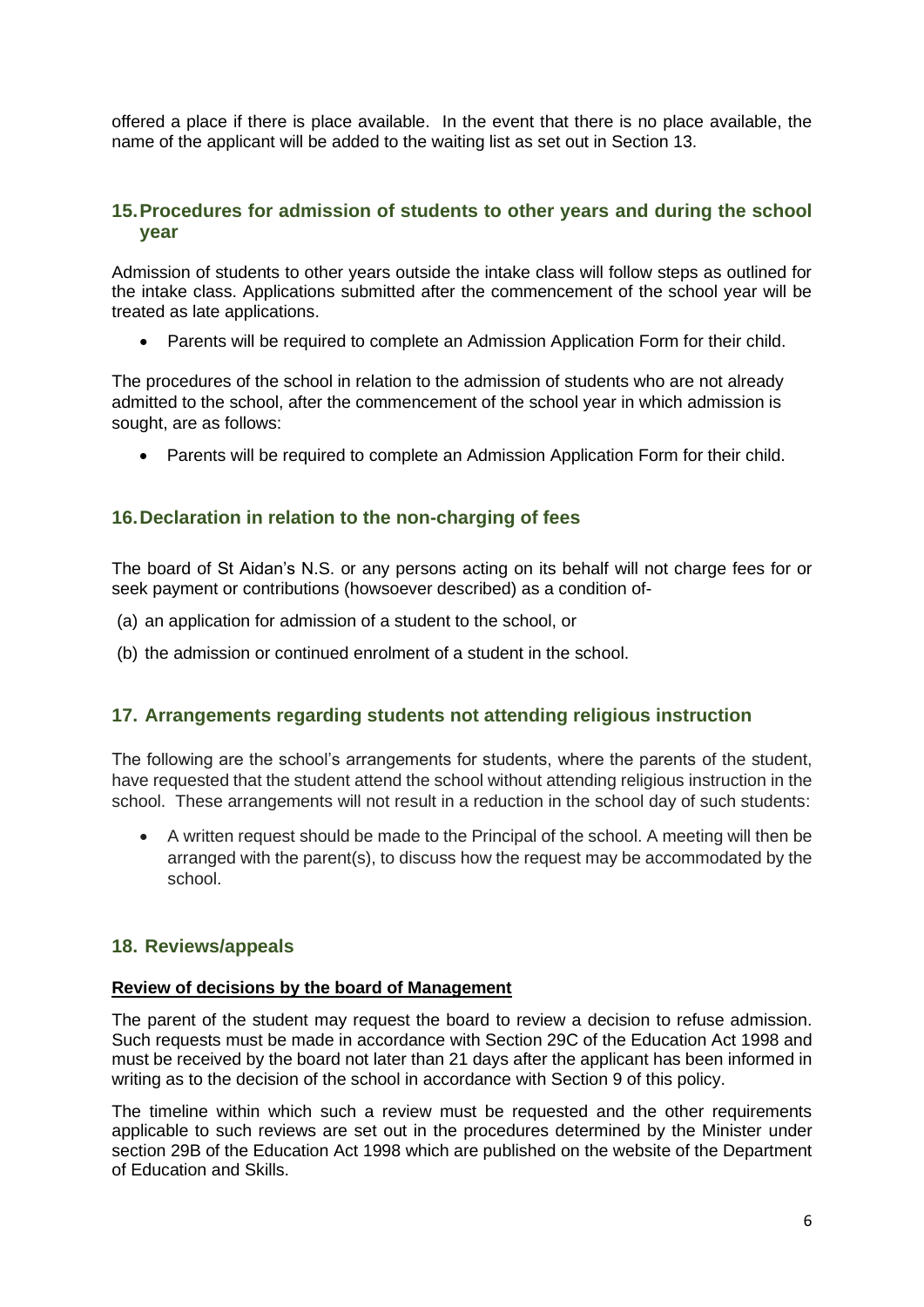offered a place if there is place available. In the event that there is no place available, the name of the applicant will be added to the waiting list as set out in Section 13.

## 15. Procedures for admission of students to other years and during the school year

Admission of students to other years outside the intake class will follow steps as outlined for the intake class. Applications submitted after the commencement of the school year will be treated as late applications.

- Parents will be required to complete an Admission Application Form for their child.

The procedures of the school in relation to the admission of students who are not already admitted to the school, after the commencement of the school year in which admission is sought, are as follows:

- Parents will be required to complete an Admission Application Form for their child.

## 16. Declaration in relation to the non-charging of fees

The board of St Aidan's N.S. or any persons acting on its behalf will not charge fees for or seek payment or contributions (howsoever described) as a condition of-

(a) an application for admission of a student to the school, or

(b) the admission or continued enrolment of a student in the school.

## 17. Arrangements regarding students not attending religious instruction

The following are the school's arrangements for students, where the parents of the student, have requested that the student attend the school without attending religious instruction in the school. These arrangements will not result in a reduction in the school day of such students:

- A written request should be made to the Principal of the school. A meeting will then be arranged with the parent(s), to discuss how the request may be accommodated by the school.

## 18. Reviews/appeals

**Review of decisions by the board of Management**

The parent of the student may request the board to review a decision to refuse admission. Such requests must be made in accordance with Section 29C of the Education Act 1998 and must be received by the board not later than 21 days after the applicant has been informed in writing as to the decision of the school in accordance with Section 9 of this policy.

The timeline within which such a review must be requested and the other requirements applicable to such reviews are set out in the procedures determined by the Minister under section 29B of the Education Act 1998 which are published on the website of the Department of Education and Skills.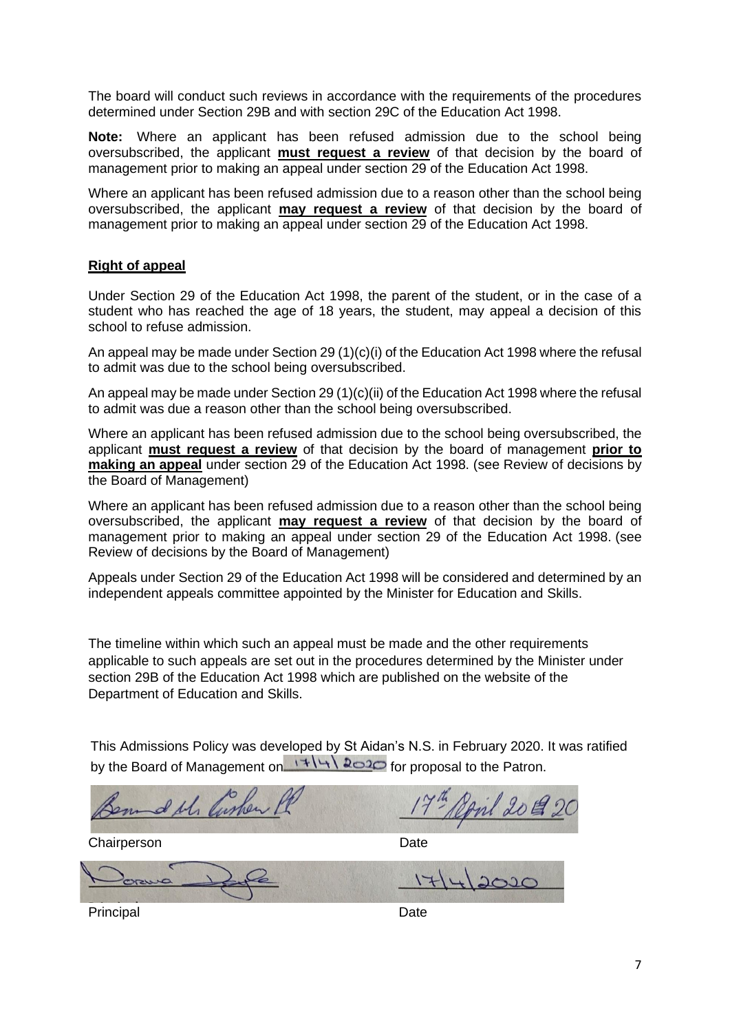The board will conduct such reviews in accordance with the requirements of the procedures determined under Section 29B and with section 29C of the Education Act 1998.

**Note:** Where an applicant has been refused admission due to the school being oversubscribed, the applicant **must request a review** of that decision by the board of management prior to making an appeal under section 29 of the Education Act 1998.

Where an applicant has been refused admission due to a reason other than the school being oversubscribed, the applicant **may request a review** of that decision by the board of management prior to making an appeal under section 29 of the Education Act 1998.

**Right of appeal**

Under Section 29 of the Education Act 1998, the parent of the student, or in the case of a student who has reached the age of 18 years, the student, may appeal a decision of this school to refuse admission.

An appeal may be made under Section 29 (1)(c)(i) of the Education Act 1998 where the refusal to admit was due to the school being oversubscribed.

An appeal may be made under Section 29 (1)(c)(ii) of the Education Act 1998 where the refusal to admit was due a reason other than the school being oversubscribed.

Where an applicant has been refused admission due to the school being oversubscribed, the applicant **must request a review** of that decision by the board of management **prior to making an appeal** under section 29 of the Education Act 1998. (see Review of decisions by the Board of Management)

Where an applicant has been refused admission due to a reason other than the school being oversubscribed, the applicant **may request a review** of that decision by the board of management prior to making an appeal under section 29 of the Education Act 1998. (see Review of decisions by the Board of Management)

Appeals under Section 29 of the Education Act 1998 will be considered and determined by an independent appeals committee appointed by the Minister for Education and Skills.

The timeline within which such an appeal must be made and the other requirements applicable to such appeals are set out in the procedures determined by the Minister under section 29B of the Education Act 1998 which are published on the website of the Department of Education and Skills.

This Admissions Policy was developed by St Aidan's N.S. in February 2020. It was ratified by the Board of Management on 17/4/2020 for proposal to the Patron.

| | |
|---|---|
| Chairperson | Date: 17th April 2020 |
| Principal | Date: 17/4/2020 |